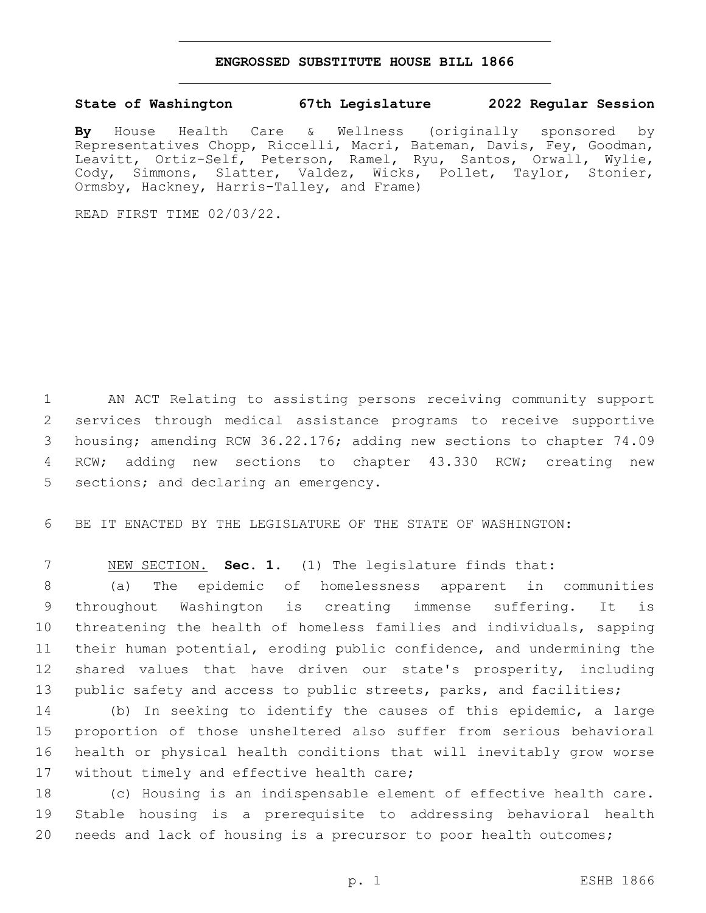# ENGROSSED SUBSTITUTE HOUSE BILL 1866

**State of Washington 67th Legislature 2022 Regular Session**

**By** House Health Care & Wellness (originally sponsored by Representatives Chopp, Riccelli, Macri, Bateman, Davis, Fey, Goodman, Leavitt, Ortiz-Self, Peterson, Ramel, Ryu, Santos, Orwall, Wylie, Cody, Simmons, Slatter, Valdez, Wicks, Pollet, Taylor, Stonier, Ormsby, Hackney, Harris-Talley, and Frame)

READ FIRST TIME 02/03/22.

AN ACT Relating to assisting persons receiving community support services through medical assistance programs to receive supportive housing; amending RCW 36.22.176; adding new sections to chapter 74.09 RCW; adding new sections to chapter 43.330 RCW; creating new sections; and declaring an emergency.

BE IT ENACTED BY THE LEGISLATURE OF THE STATE OF WASHINGTON:

NEW SECTION. **Sec. 1.** (1) The legislature finds that:

(a) The epidemic of homelessness apparent in communities throughout Washington is creating immense suffering. It is threatening the health of homeless families and individuals, sapping their human potential, eroding public confidence, and undermining the shared values that have driven our state's prosperity, including public safety and access to public streets, parks, and facilities;

(b) In seeking to identify the causes of this epidemic, a large proportion of those unsheltered also suffer from serious behavioral health or physical health conditions that will inevitably grow worse without timely and effective health care;

(c) Housing is an indispensable element of effective health care. Stable housing is a prerequisite to addressing behavioral health needs and lack of housing is a precursor to poor health outcomes;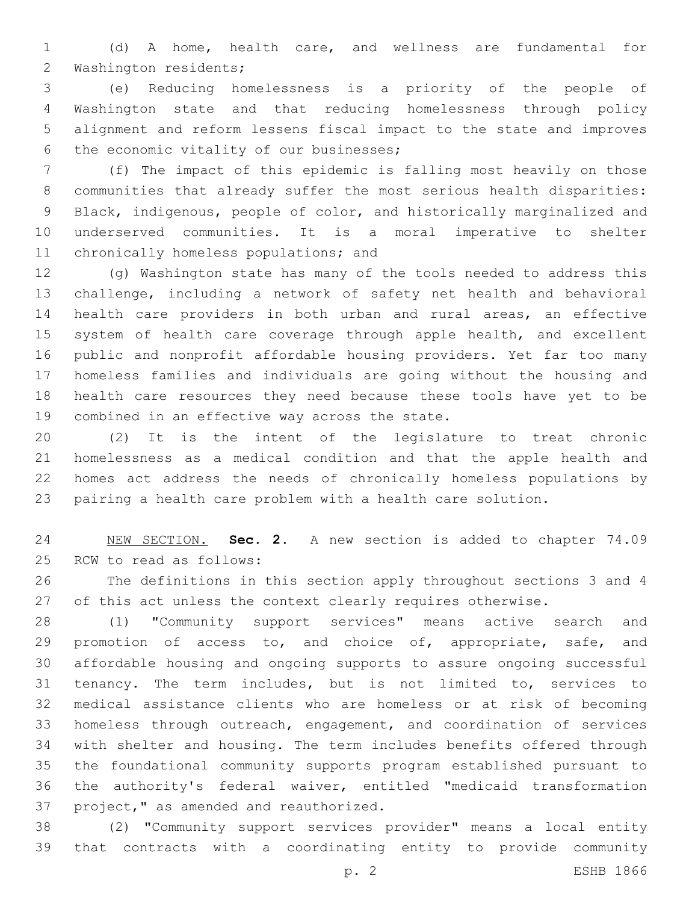(d) A home, health care, and wellness are fundamental for Washington residents;

(e) Reducing homelessness is a priority of the people of Washington state and that reducing homelessness through policy alignment and reform lessens fiscal impact to the state and improves the economic vitality of our businesses;

(f) The impact of this epidemic is falling most heavily on those communities that already suffer the most serious health disparities: Black, indigenous, people of color, and historically marginalized and underserved communities. It is a moral imperative to shelter chronically homeless populations; and

(g) Washington state has many of the tools needed to address this challenge, including a network of safety net health and behavioral health care providers in both urban and rural areas, an effective system of health care coverage through apple health, and excellent public and nonprofit affordable housing providers. Yet far too many homeless families and individuals are going without the housing and health care resources they need because these tools have yet to be combined in an effective way across the state.

(2) It is the intent of the legislature to treat chronic homelessness as a medical condition and that the apple health and homes act address the needs of chronically homeless populations by pairing a health care problem with a health care solution.

NEW SECTION. **Sec. 2.** A new section is added to chapter 74.09 RCW to read as follows:

The definitions in this section apply throughout sections 3 and 4 of this act unless the context clearly requires otherwise.

(1) "Community support services" means active search and promotion of access to, and choice of, appropriate, safe, and affordable housing and ongoing supports to assure ongoing successful tenancy. The term includes, but is not limited to, services to medical assistance clients who are homeless or at risk of becoming homeless through outreach, engagement, and coordination of services with shelter and housing. The term includes benefits offered through the foundational community supports program established pursuant to the authority's federal waiver, entitled "medicaid transformation project," as amended and reauthorized.

(2) "Community support services provider" means a local entity that contracts with a coordinating entity to provide community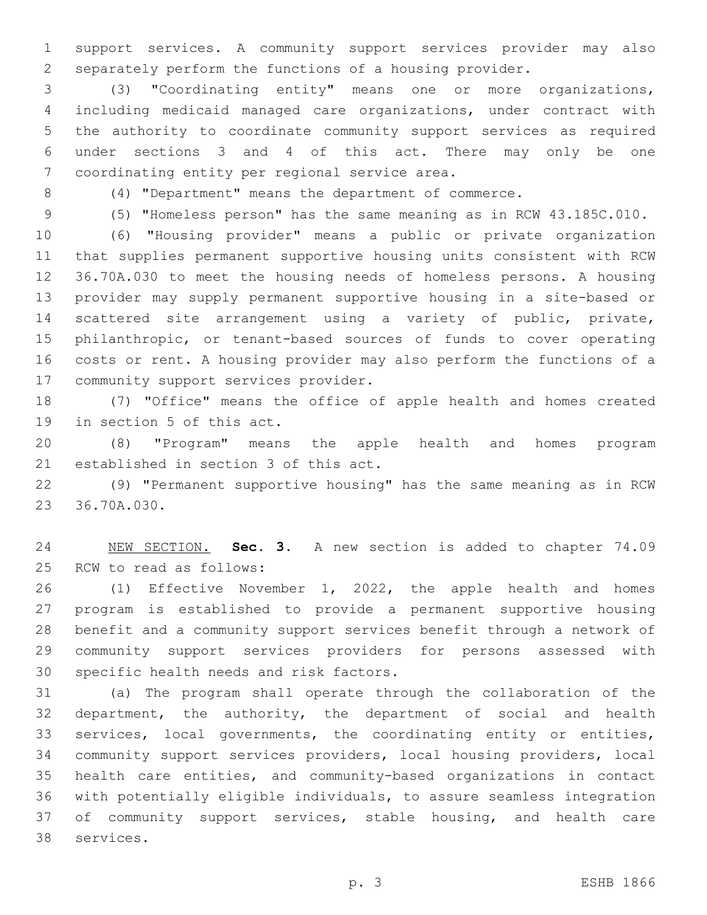support services. A community support services provider may also separately perform the functions of a housing provider.

(3) "Coordinating entity" means one or more organizations, including medicaid managed care organizations, under contract with the authority to coordinate community support services as required under sections 3 and 4 of this act. There may only be one coordinating entity per regional service area.

(4) "Department" means the department of commerce.

(5) "Homeless person" has the same meaning as in RCW 43.185C.010.

(6) "Housing provider" means a public or private organization that supplies permanent supportive housing units consistent with RCW 36.70A.030 to meet the housing needs of homeless persons. A housing provider may supply permanent supportive housing in a site-based or scattered site arrangement using a variety of public, private, philanthropic, or tenant-based sources of funds to cover operating costs or rent. A housing provider may also perform the functions of a community support services provider.

(7) "Office" means the office of apple health and homes created in section 5 of this act.

(8) "Program" means the apple health and homes program established in section 3 of this act.

(9) "Permanent supportive housing" has the same meaning as in RCW 36.70A.030.

NEW SECTION. **Sec. 3.** A new section is added to chapter 74.09 RCW to read as follows:

(1) Effective November 1, 2022, the apple health and homes program is established to provide a permanent supportive housing benefit and a community support services benefit through a network of community support services providers for persons assessed with specific health needs and risk factors.

(a) The program shall operate through the collaboration of the department, the authority, the department of social and health services, local governments, the coordinating entity or entities, community support services providers, local housing providers, local health care entities, and community-based organizations in contact with potentially eligible individuals, to assure seamless integration of community support services, stable housing, and health care services.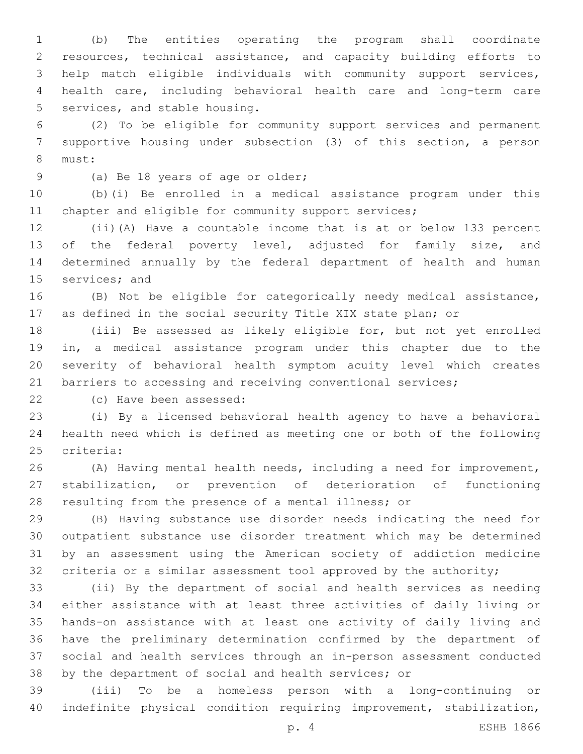(b) The entities operating the program shall coordinate resources, technical assistance, and capacity building efforts to help match eligible individuals with community support services, health care, including behavioral health care and long-term care services, and stable housing.

(2) To be eligible for community support services and permanent supportive housing under subsection (3) of this section, a person must:

(a) Be 18 years of age or older;

(b)(i) Be enrolled in a medical assistance program under this chapter and eligible for community support services;

(ii)(A) Have a countable income that is at or below 133 percent of the federal poverty level, adjusted for family size, and determined annually by the federal department of health and human services; and

(B) Not be eligible for categorically needy medical assistance, as defined in the social security Title XIX state plan; or

(iii) Be assessed as likely eligible for, but not yet enrolled in, a medical assistance program under this chapter due to the severity of behavioral health symptom acuity level which creates barriers to accessing and receiving conventional services;

(c) Have been assessed:

(i) By a licensed behavioral health agency to have a behavioral health need which is defined as meeting one or both of the following criteria:

(A) Having mental health needs, including a need for improvement, stabilization, or prevention of deterioration of functioning resulting from the presence of a mental illness; or

(B) Having substance use disorder needs indicating the need for outpatient substance use disorder treatment which may be determined by an assessment using the American society of addiction medicine criteria or a similar assessment tool approved by the authority;

(ii) By the department of social and health services as needing either assistance with at least three activities of daily living or hands-on assistance with at least one activity of daily living and have the preliminary determination confirmed by the department of social and health services through an in-person assessment conducted by the department of social and health services; or

(iii) To be a homeless person with a long-continuing or indefinite physical condition requiring improvement, stabilization,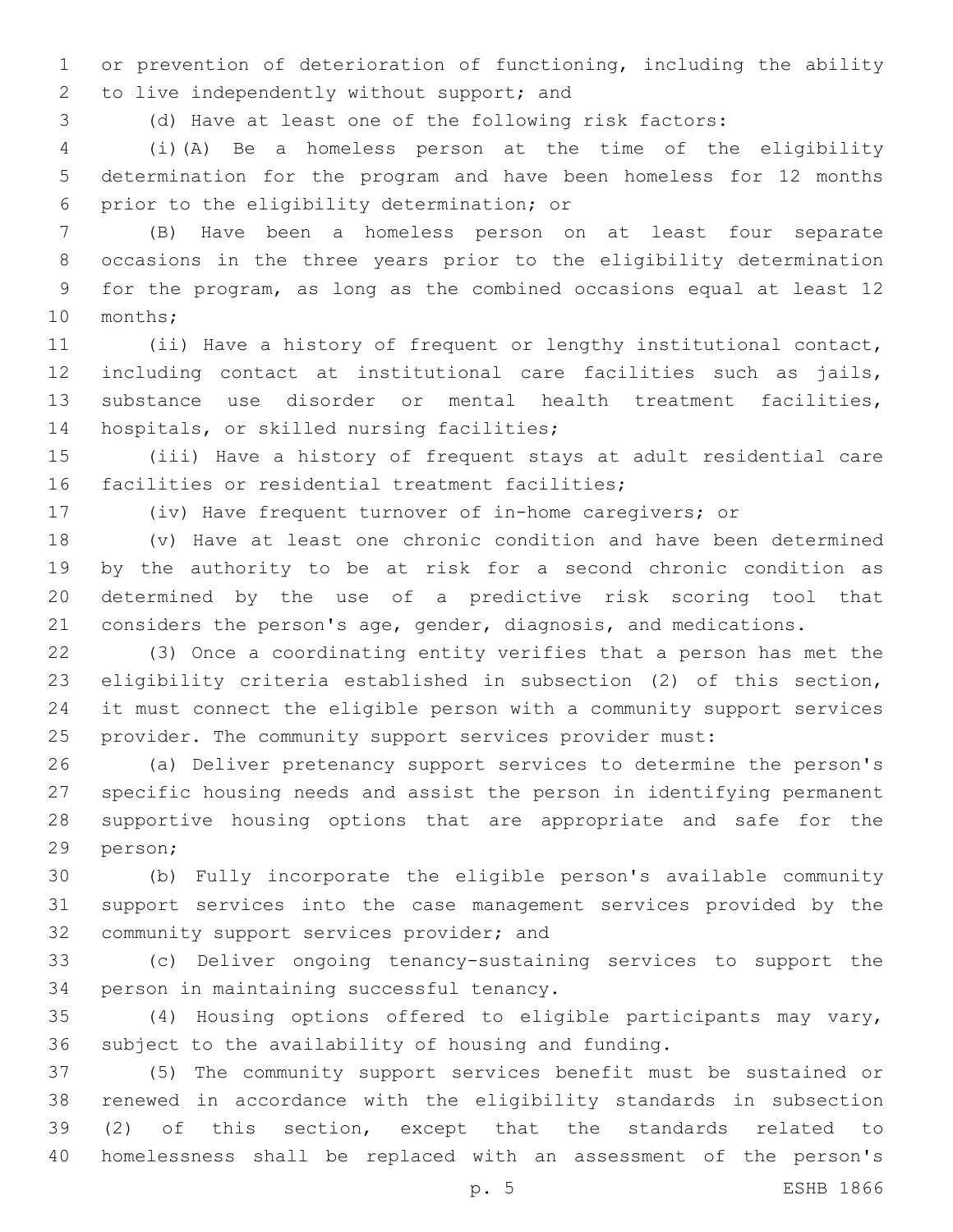or prevention of deterioration of functioning, including the ability to live independently without support; and

(d) Have at least one of the following risk factors:

(i)(A) Be a homeless person at the time of the eligibility determination for the program and have been homeless for 12 months prior to the eligibility determination; or

(B) Have been a homeless person on at least four separate occasions in the three years prior to the eligibility determination for the program, as long as the combined occasions equal at least 12 months;

(ii) Have a history of frequent or lengthy institutional contact, including contact at institutional care facilities such as jails, substance use disorder or mental health treatment facilities, hospitals, or skilled nursing facilities;

(iii) Have a history of frequent stays at adult residential care facilities or residential treatment facilities;

(iv) Have frequent turnover of in-home caregivers; or

(v) Have at least one chronic condition and have been determined by the authority to be at risk for a second chronic condition as determined by the use of a predictive risk scoring tool that considers the person's age, gender, diagnosis, and medications.

(3) Once a coordinating entity verifies that a person has met the eligibility criteria established in subsection (2) of this section, it must connect the eligible person with a community support services provider. The community support services provider must:

(a) Deliver pretenancy support services to determine the person's specific housing needs and assist the person in identifying permanent supportive housing options that are appropriate and safe for the person;

(b) Fully incorporate the eligible person's available community support services into the case management services provided by the community support services provider; and

(c) Deliver ongoing tenancy-sustaining services to support the person in maintaining successful tenancy.

(4) Housing options offered to eligible participants may vary, subject to the availability of housing and funding.

(5) The community support services benefit must be sustained or renewed in accordance with the eligibility standards in subsection (2) of this section, except that the standards related to homelessness shall be replaced with an assessment of the person's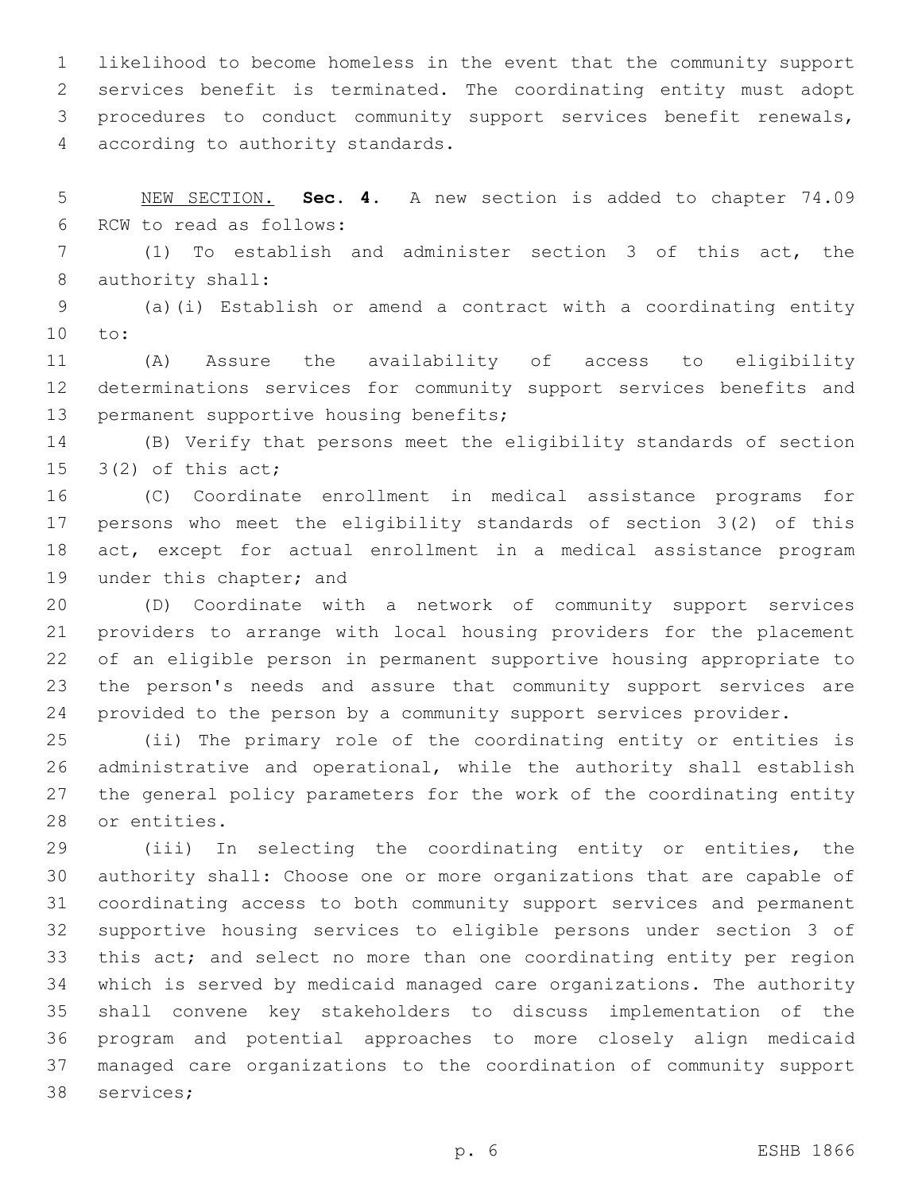likelihood to become homeless in the event that the community support services benefit is terminated. The coordinating entity must adopt procedures to conduct community support services benefit renewals, according to authority standards.

NEW SECTION. **Sec. 4.** A new section is added to chapter 74.09 RCW to read as follows:

(1) To establish and administer section 3 of this act, the authority shall:

(a)(i) Establish or amend a contract with a coordinating entity to:

(A) Assure the availability of access to eligibility determinations services for community support services benefits and permanent supportive housing benefits;

(B) Verify that persons meet the eligibility standards of section 3(2) of this act;

(C) Coordinate enrollment in medical assistance programs for persons who meet the eligibility standards of section 3(2) of this act, except for actual enrollment in a medical assistance program under this chapter; and

(D) Coordinate with a network of community support services providers to arrange with local housing providers for the placement of an eligible person in permanent supportive housing appropriate to the person's needs and assure that community support services are provided to the person by a community support services provider.

(ii) The primary role of the coordinating entity or entities is administrative and operational, while the authority shall establish the general policy parameters for the work of the coordinating entity or entities.

(iii) In selecting the coordinating entity or entities, the authority shall: Choose one or more organizations that are capable of coordinating access to both community support services and permanent supportive housing services to eligible persons under section 3 of this act; and select no more than one coordinating entity per region which is served by medicaid managed care organizations. The authority shall convene key stakeholders to discuss implementation of the program and potential approaches to more closely align medicaid managed care organizations to the coordination of community support services;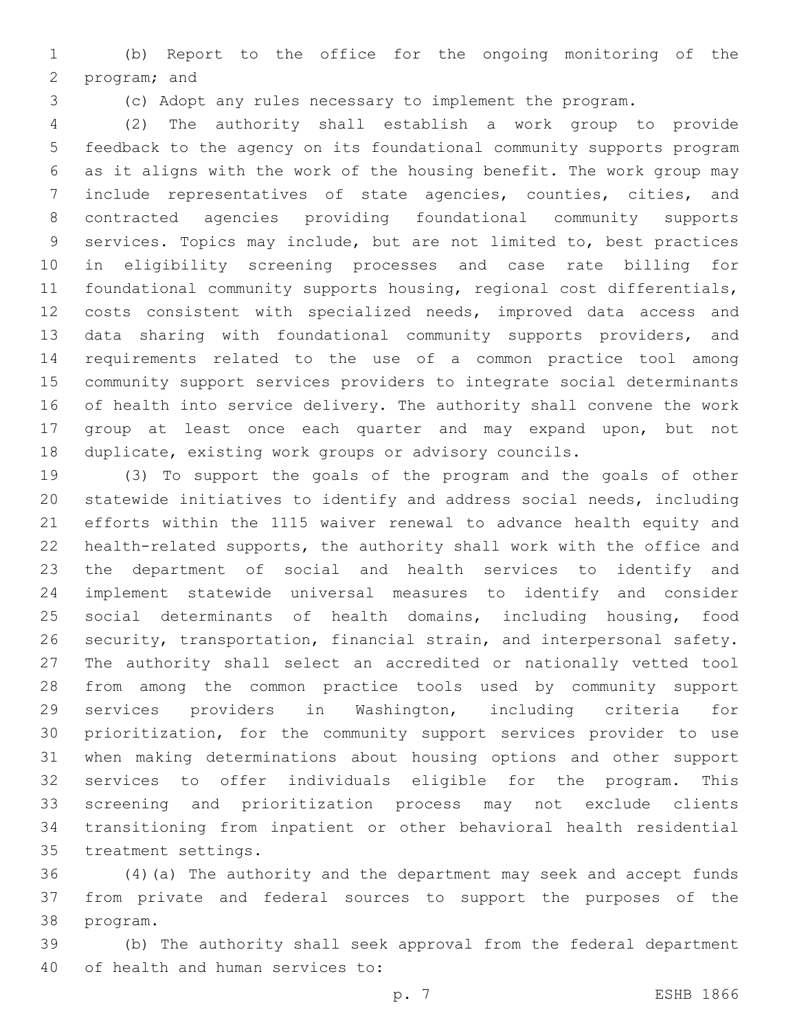(b) Report to the office for the ongoing monitoring of the program; and

(c) Adopt any rules necessary to implement the program.

(2) The authority shall establish a work group to provide feedback to the agency on its foundational community supports program as it aligns with the work of the housing benefit. The work group may include representatives of state agencies, counties, cities, and contracted agencies providing foundational community supports services. Topics may include, but are not limited to, best practices in eligibility screening processes and case rate billing for foundational community supports housing, regional cost differentials, costs consistent with specialized needs, improved data access and data sharing with foundational community supports providers, and requirements related to the use of a common practice tool among community support services providers to integrate social determinants of health into service delivery. The authority shall convene the work group at least once each quarter and may expand upon, but not duplicate, existing work groups or advisory councils.

(3) To support the goals of the program and the goals of other statewide initiatives to identify and address social needs, including efforts within the 1115 waiver renewal to advance health equity and health-related supports, the authority shall work with the office and the department of social and health services to identify and implement statewide universal measures to identify and consider social determinants of health domains, including housing, food security, transportation, financial strain, and interpersonal safety. The authority shall select an accredited or nationally vetted tool from among the common practice tools used by community support services providers in Washington, including criteria for prioritization, for the community support services provider to use when making determinations about housing options and other support services to offer individuals eligible for the program. This screening and prioritization process may not exclude clients transitioning from inpatient or other behavioral health residential treatment settings.

(4)(a) The authority and the department may seek and accept funds from private and federal sources to support the purposes of the program.

(b) The authority shall seek approval from the federal department of health and human services to: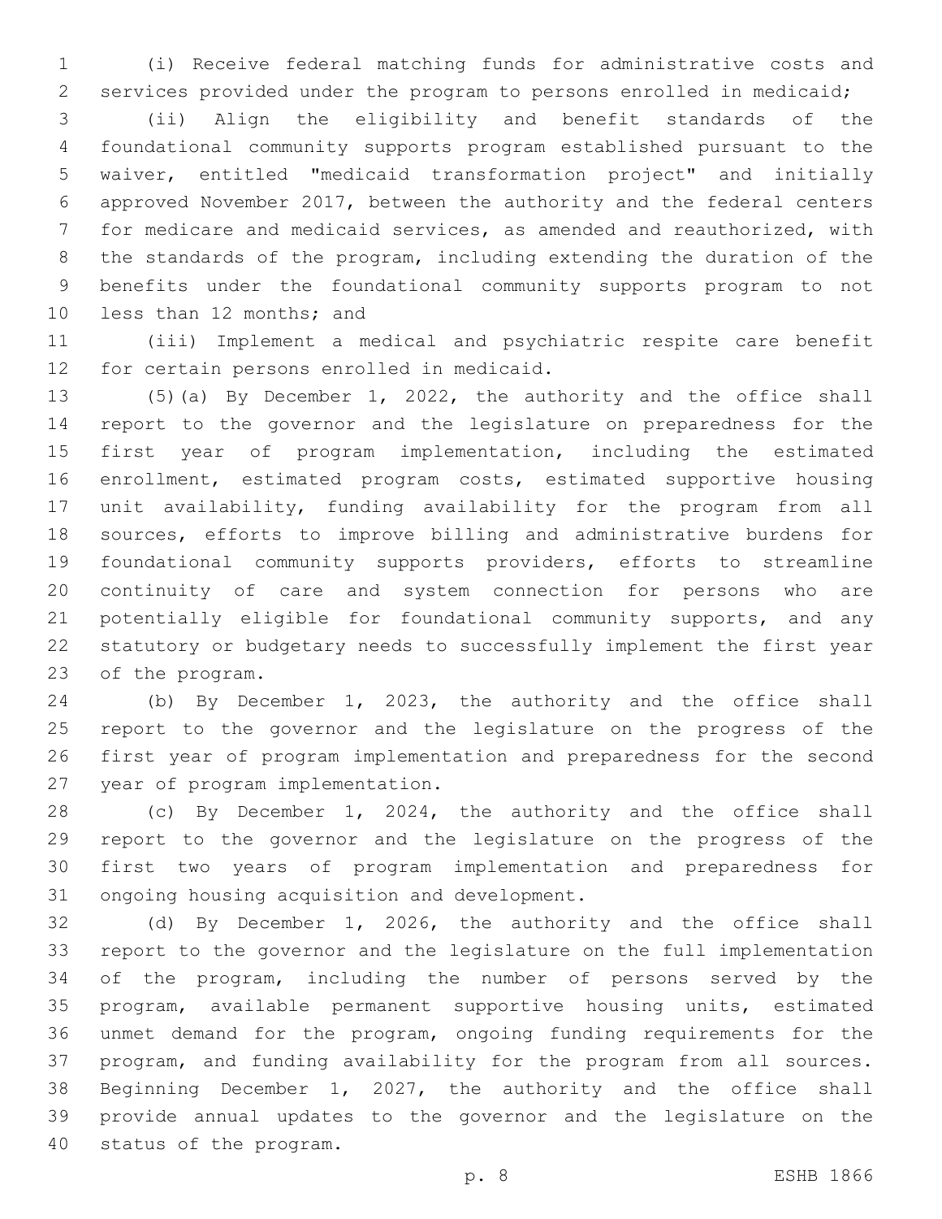(i) Receive federal matching funds for administrative costs and services provided under the program to persons enrolled in medicaid;

(ii) Align the eligibility and benefit standards of the foundational community supports program established pursuant to the waiver, entitled "medicaid transformation project" and initially approved November 2017, between the authority and the federal centers for medicare and medicaid services, as amended and reauthorized, with the standards of the program, including extending the duration of the benefits under the foundational community supports program to not less than 12 months; and

(iii) Implement a medical and psychiatric respite care benefit for certain persons enrolled in medicaid.

(5)(a) By December 1, 2022, the authority and the office shall report to the governor and the legislature on preparedness for the first year of program implementation, including the estimated enrollment, estimated program costs, estimated supportive housing unit availability, funding availability for the program from all sources, efforts to improve billing and administrative burdens for foundational community supports providers, efforts to streamline continuity of care and system connection for persons who are potentially eligible for foundational community supports, and any statutory or budgetary needs to successfully implement the first year of the program.

(b) By December 1, 2023, the authority and the office shall report to the governor and the legislature on the progress of the first year of program implementation and preparedness for the second year of program implementation.

(c) By December 1, 2024, the authority and the office shall report to the governor and the legislature on the progress of the first two years of program implementation and preparedness for ongoing housing acquisition and development.

(d) By December 1, 2026, the authority and the office shall report to the governor and the legislature on the full implementation of the program, including the number of persons served by the program, available permanent supportive housing units, estimated unmet demand for the program, ongoing funding requirements for the program, and funding availability for the program from all sources. Beginning December 1, 2027, the authority and the office shall provide annual updates to the governor and the legislature on the status of the program.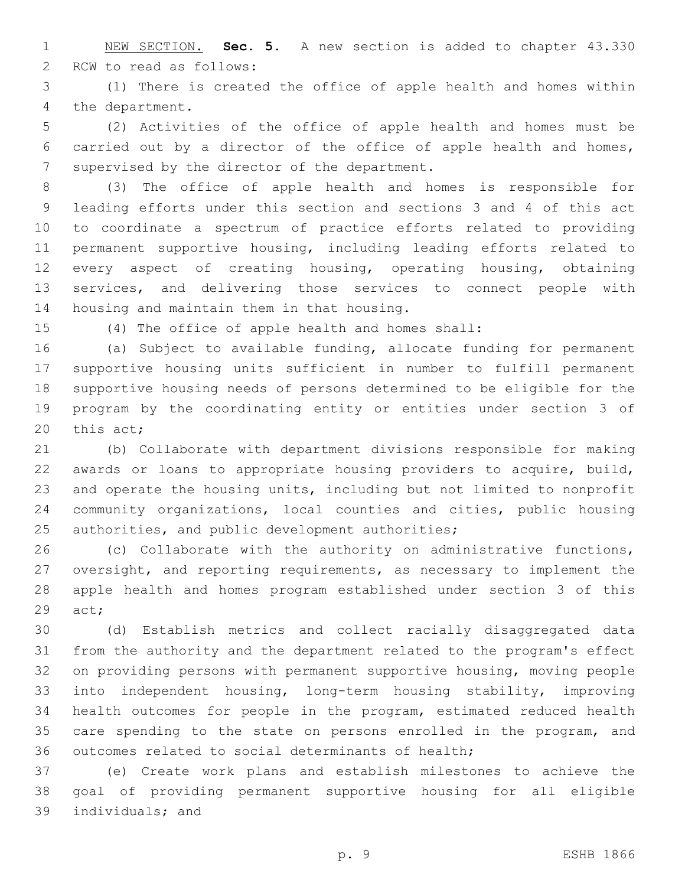NEW SECTION. **Sec. 5.** A new section is added to chapter 43.330 RCW to read as follows:

(1) There is created the office of apple health and homes within the department.

(2) Activities of the office of apple health and homes must be carried out by a director of the office of apple health and homes, supervised by the director of the department.

(3) The office of apple health and homes is responsible for leading efforts under this section and sections 3 and 4 of this act to coordinate a spectrum of practice efforts related to providing permanent supportive housing, including leading efforts related to every aspect of creating housing, operating housing, obtaining services, and delivering those services to connect people with housing and maintain them in that housing.

(4) The office of apple health and homes shall:

(a) Subject to available funding, allocate funding for permanent supportive housing units sufficient in number to fulfill permanent supportive housing needs of persons determined to be eligible for the program by the coordinating entity or entities under section 3 of this act;

(b) Collaborate with department divisions responsible for making awards or loans to appropriate housing providers to acquire, build, and operate the housing units, including but not limited to nonprofit community organizations, local counties and cities, public housing authorities, and public development authorities;

(c) Collaborate with the authority on administrative functions, oversight, and reporting requirements, as necessary to implement the apple health and homes program established under section 3 of this act;

(d) Establish metrics and collect racially disaggregated data from the authority and the department related to the program's effect on providing persons with permanent supportive housing, moving people into independent housing, long-term housing stability, improving health outcomes for people in the program, estimated reduced health care spending to the state on persons enrolled in the program, and outcomes related to social determinants of health;

(e) Create work plans and establish milestones to achieve the goal of providing permanent supportive housing for all eligible individuals; and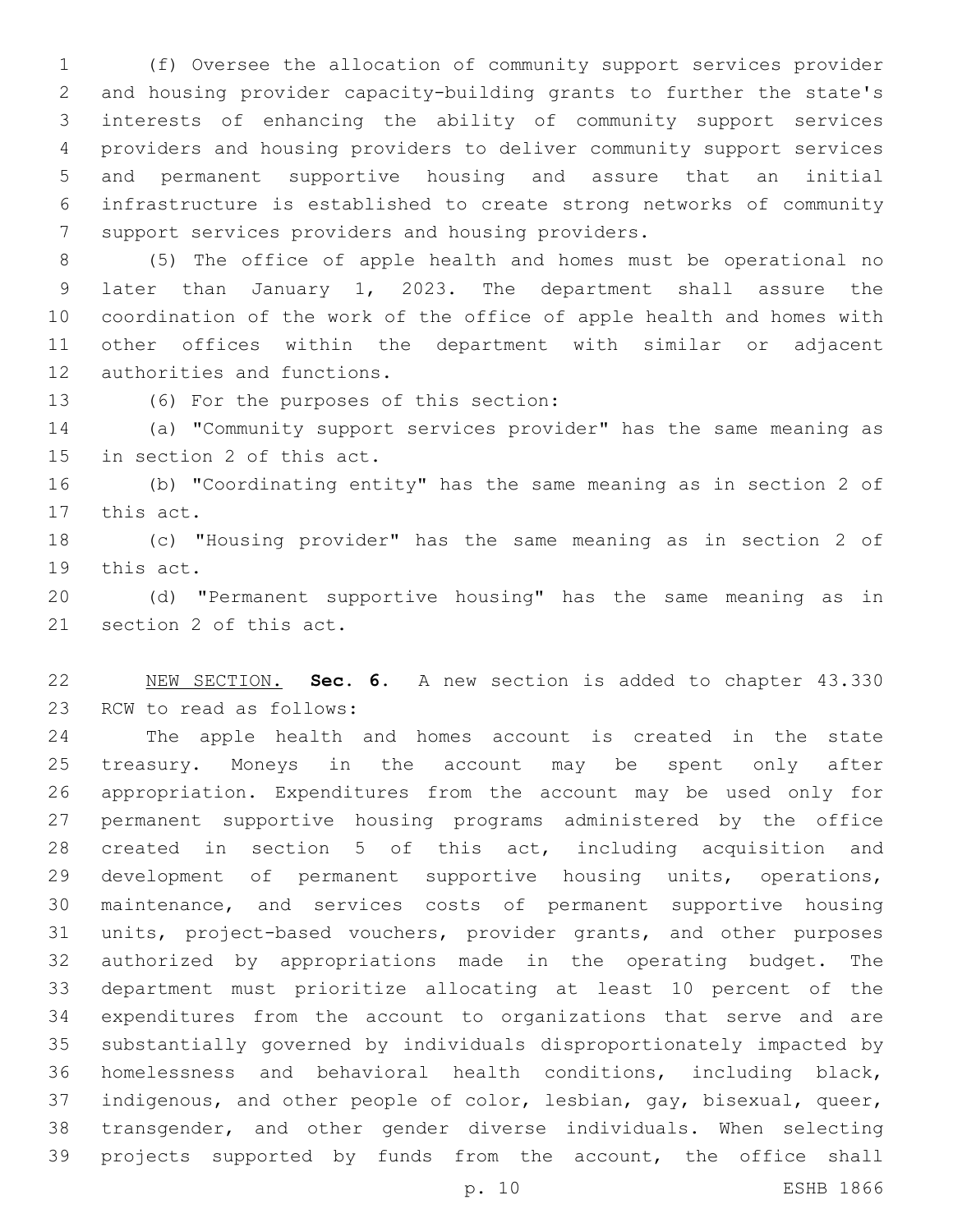(f) Oversee the allocation of community support services provider and housing provider capacity-building grants to further the state's interests of enhancing the ability of community support services providers and housing providers to deliver community support services and permanent supportive housing and assure that an initial infrastructure is established to create strong networks of community support services providers and housing providers.

(5) The office of apple health and homes must be operational no later than January 1, 2023. The department shall assure the coordination of the work of the office of apple health and homes with other offices within the department with similar or adjacent authorities and functions.

(6) For the purposes of this section:

(a) "Community support services provider" has the same meaning as in section 2 of this act.

(b) "Coordinating entity" has the same meaning as in section 2 of this act.

(c) "Housing provider" has the same meaning as in section 2 of this act.

(d) "Permanent supportive housing" has the same meaning as in section 2 of this act.

NEW SECTION. **Sec. 6.** A new section is added to chapter 43.330 RCW to read as follows:

The apple health and homes account is created in the state treasury. Moneys in the account may be spent only after appropriation. Expenditures from the account may be used only for permanent supportive housing programs administered by the office created in section 5 of this act, including acquisition and development of permanent supportive housing units, operations, maintenance, and services costs of permanent supportive housing units, project-based vouchers, provider grants, and other purposes authorized by appropriations made in the operating budget. The department must prioritize allocating at least 10 percent of the expenditures from the account to organizations that serve and are substantially governed by individuals disproportionately impacted by homelessness and behavioral health conditions, including black, indigenous, and other people of color, lesbian, gay, bisexual, queer, transgender, and other gender diverse individuals. When selecting projects supported by funds from the account, the office shall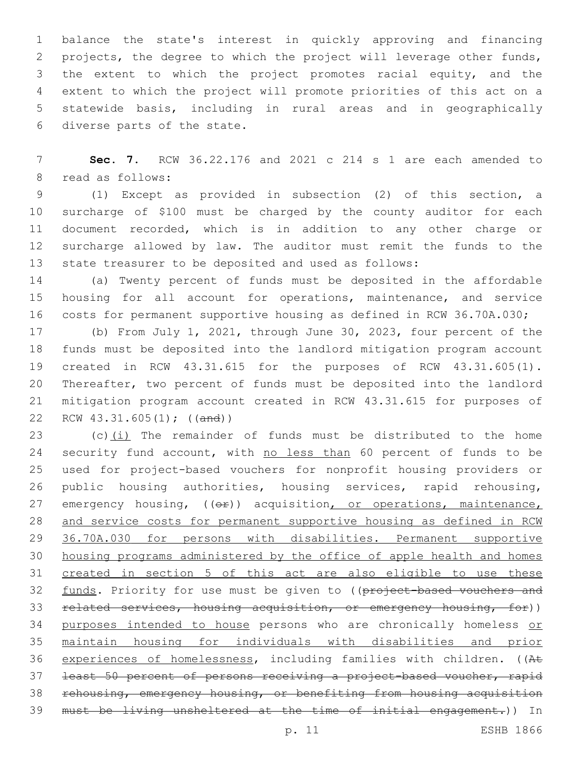balance the state's interest in quickly approving and financing projects, the degree to which the project will leverage other funds, the extent to which the project promotes racial equity, and the extent to which the project will promote priorities of this act on a statewide basis, including in rural areas and in geographically diverse parts of the state.

**Sec. 7.** RCW 36.22.176 and 2021 c 214 s 1 are each amended to read as follows:

(1) Except as provided in subsection (2) of this section, a surcharge of $100 must be charged by the county auditor for each document recorded, which is in addition to any other charge or surcharge allowed by law. The auditor must remit the funds to the state treasurer to be deposited and used as follows:

(a) Twenty percent of funds must be deposited in the affordable housing for all account for operations, maintenance, and service costs for permanent supportive housing as defined in RCW 36.70A.030;

(b) From July 1, 2021, through June 30, 2023, four percent of the funds must be deposited into the landlord mitigation program account created in RCW 43.31.615 for the purposes of RCW 43.31.605(1). Thereafter, two percent of funds must be deposited into the landlord mitigation program account created in RCW 43.31.615 for purposes of RCW 43.31.605(1); ((~~and~~))

(c)<u>(i)</u> The remainder of funds must be distributed to the home security fund account, with <u>no less than</u> 60 percent of funds to be used for project-based vouchers for nonprofit housing providers or public housing authorities, housing services, rapid rehousing, emergency housing, ((~~or~~)) acquisition<u>, or operations, maintenance, and service costs for permanent supportive housing as defined in RCW 36.70A.030 for persons with disabilities. Permanent supportive housing programs administered by the office of apple health and homes created in section 5 of this act are also eligible to use these funds</u>. Priority for use must be given to ((~~project-based vouchers and related services, housing acquisition, or emergency housing, for~~)) <u>purposes intended to house</u> persons who are chronically homeless <u>or maintain housing for individuals with disabilities and prior experiences of homelessness</u>, including families with children. ((~~At least 50 percent of persons receiving a project-based voucher, rapid rehousing, emergency housing, or benefiting from housing acquisition must be living unsheltered at the time of initial engagement.~~)) In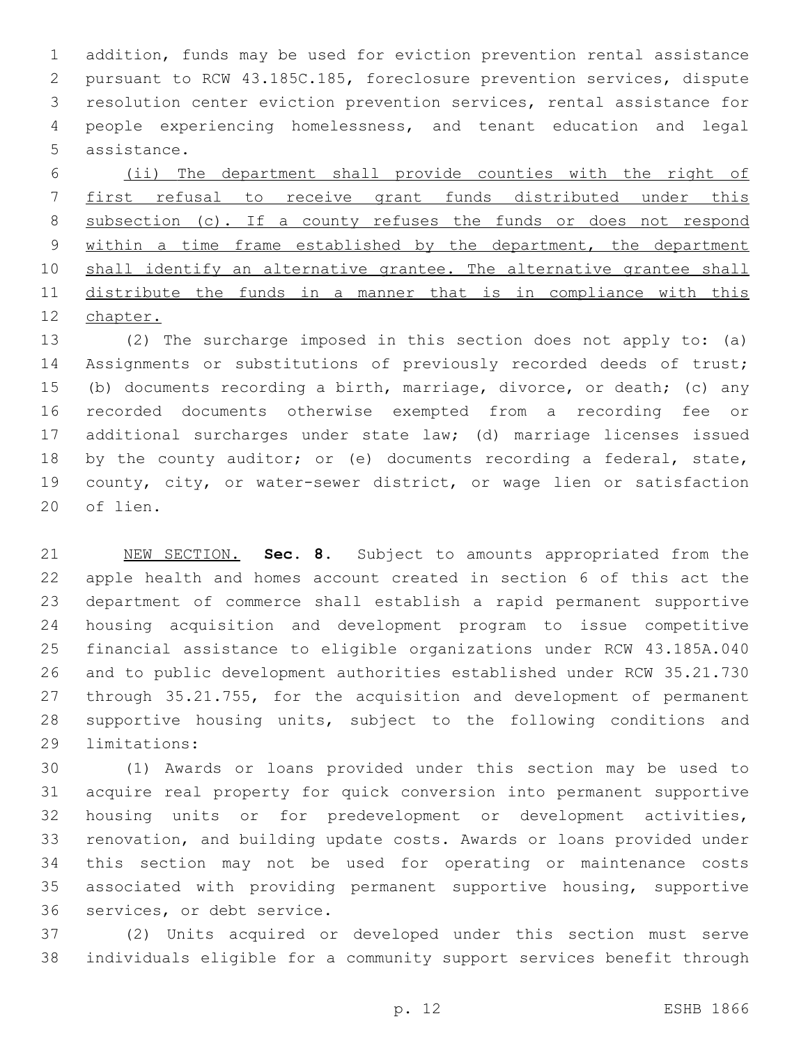addition, funds may be used for eviction prevention rental assistance pursuant to RCW 43.185C.185, foreclosure prevention services, dispute resolution center eviction prevention services, rental assistance for people experiencing homelessness, and tenant education and legal assistance.

<u>(ii) The department shall provide counties with the right of first refusal to receive grant funds distributed under this subsection (c). If a county refuses the funds or does not respond within a time frame established by the department, the department shall identify an alternative grantee. The alternative grantee shall distribute the funds in a manner that is in compliance with this chapter.</u>

(2) The surcharge imposed in this section does not apply to: (a) Assignments or substitutions of previously recorded deeds of trust; (b) documents recording a birth, marriage, divorce, or death; (c) any recorded documents otherwise exempted from a recording fee or additional surcharges under state law; (d) marriage licenses issued by the county auditor; or (e) documents recording a federal, state, county, city, or water-sewer district, or wage lien or satisfaction of lien.

<u>NEW SECTION.</u> **Sec. 8.** Subject to amounts appropriated from the apple health and homes account created in section 6 of this act the department of commerce shall establish a rapid permanent supportive housing acquisition and development program to issue competitive financial assistance to eligible organizations under RCW 43.185A.040 and to public development authorities established under RCW 35.21.730 through 35.21.755, for the acquisition and development of permanent supportive housing units, subject to the following conditions and limitations:

(1) Awards or loans provided under this section may be used to acquire real property for quick conversion into permanent supportive housing units or for predevelopment or development activities, renovation, and building update costs. Awards or loans provided under this section may not be used for operating or maintenance costs associated with providing permanent supportive housing, supportive services, or debt service.

(2) Units acquired or developed under this section must serve individuals eligible for a community support services benefit through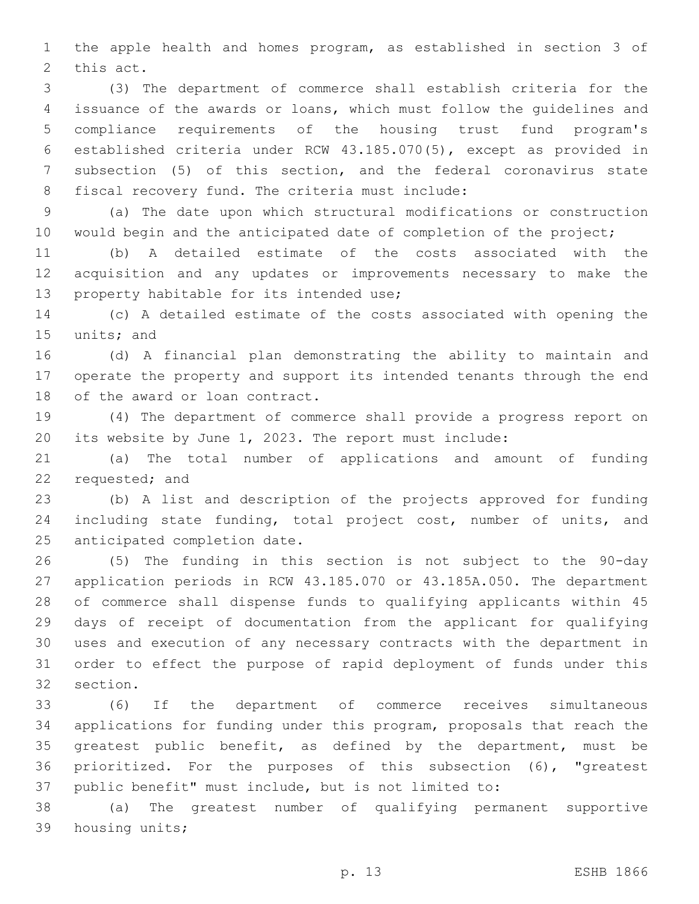the apple health and homes program, as established in section 3 of this act.

(3) The department of commerce shall establish criteria for the issuance of the awards or loans, which must follow the guidelines and compliance requirements of the housing trust fund program's established criteria under RCW 43.185.070(5), except as provided in subsection (5) of this section, and the federal coronavirus state fiscal recovery fund. The criteria must include:

(a) The date upon which structural modifications or construction would begin and the anticipated date of completion of the project;

(b) A detailed estimate of the costs associated with the acquisition and any updates or improvements necessary to make the property habitable for its intended use;

(c) A detailed estimate of the costs associated with opening the units; and

(d) A financial plan demonstrating the ability to maintain and operate the property and support its intended tenants through the end of the award or loan contract.

(4) The department of commerce shall provide a progress report on its website by June 1, 2023. The report must include:

(a) The total number of applications and amount of funding requested; and

(b) A list and description of the projects approved for funding including state funding, total project cost, number of units, and anticipated completion date.

(5) The funding in this section is not subject to the 90-day application periods in RCW 43.185.070 or 43.185A.050. The department of commerce shall dispense funds to qualifying applicants within 45 days of receipt of documentation from the applicant for qualifying uses and execution of any necessary contracts with the department in order to effect the purpose of rapid deployment of funds under this section.

(6) If the department of commerce receives simultaneous applications for funding under this program, proposals that reach the greatest public benefit, as defined by the department, must be prioritized. For the purposes of this subsection (6), "greatest public benefit" must include, but is not limited to:

(a) The greatest number of qualifying permanent supportive housing units;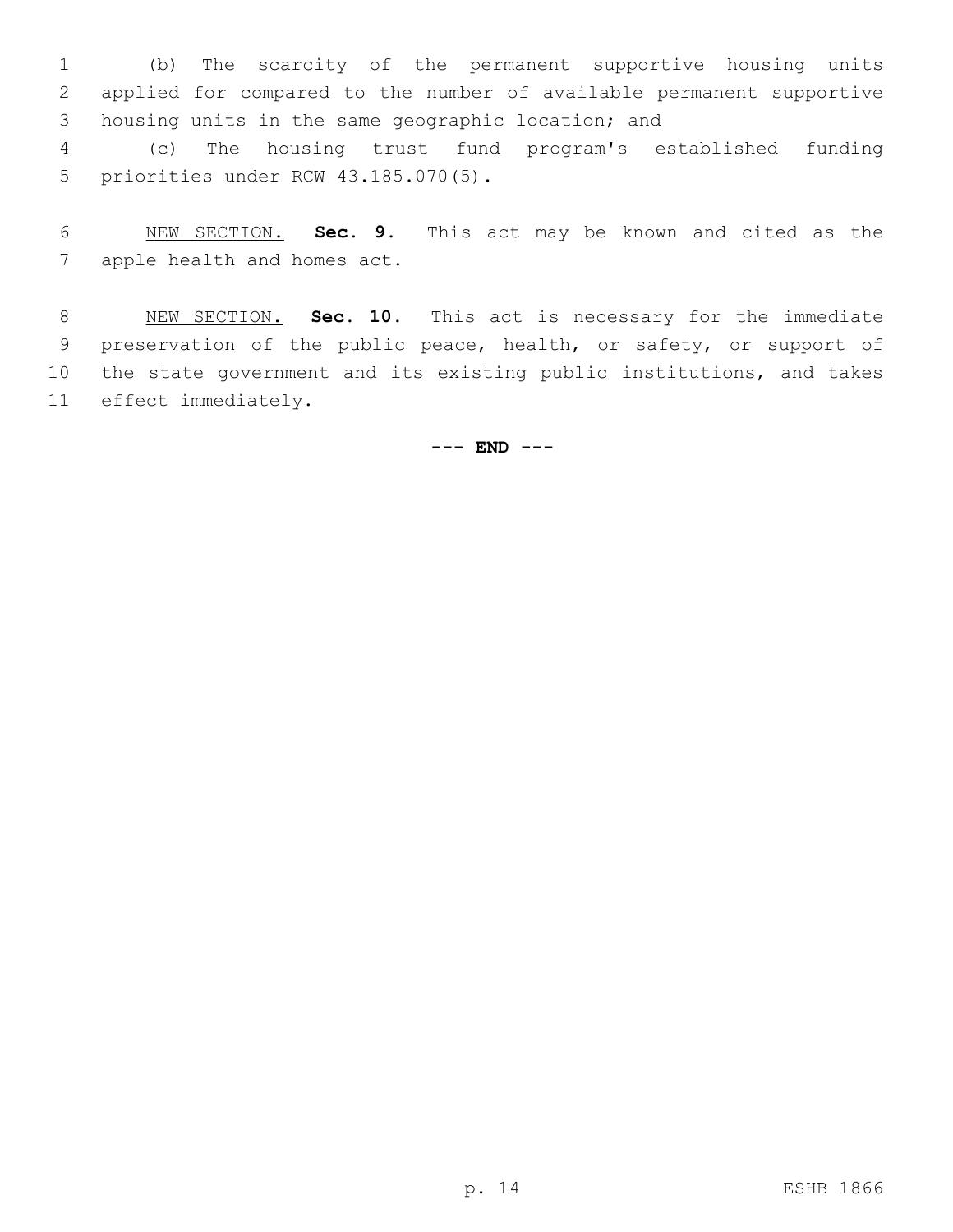(b) The scarcity of the permanent supportive housing units applied for compared to the number of available permanent supportive housing units in the same geographic location; and

(c) The housing trust fund program's established funding priorities under RCW 43.185.070(5).

NEW SECTION. **Sec. 9.** This act may be known and cited as the apple health and homes act.

NEW SECTION. **Sec. 10.** This act is necessary for the immediate preservation of the public peace, health, or safety, or support of the state government and its existing public institutions, and takes effect immediately.

**--- END ---**